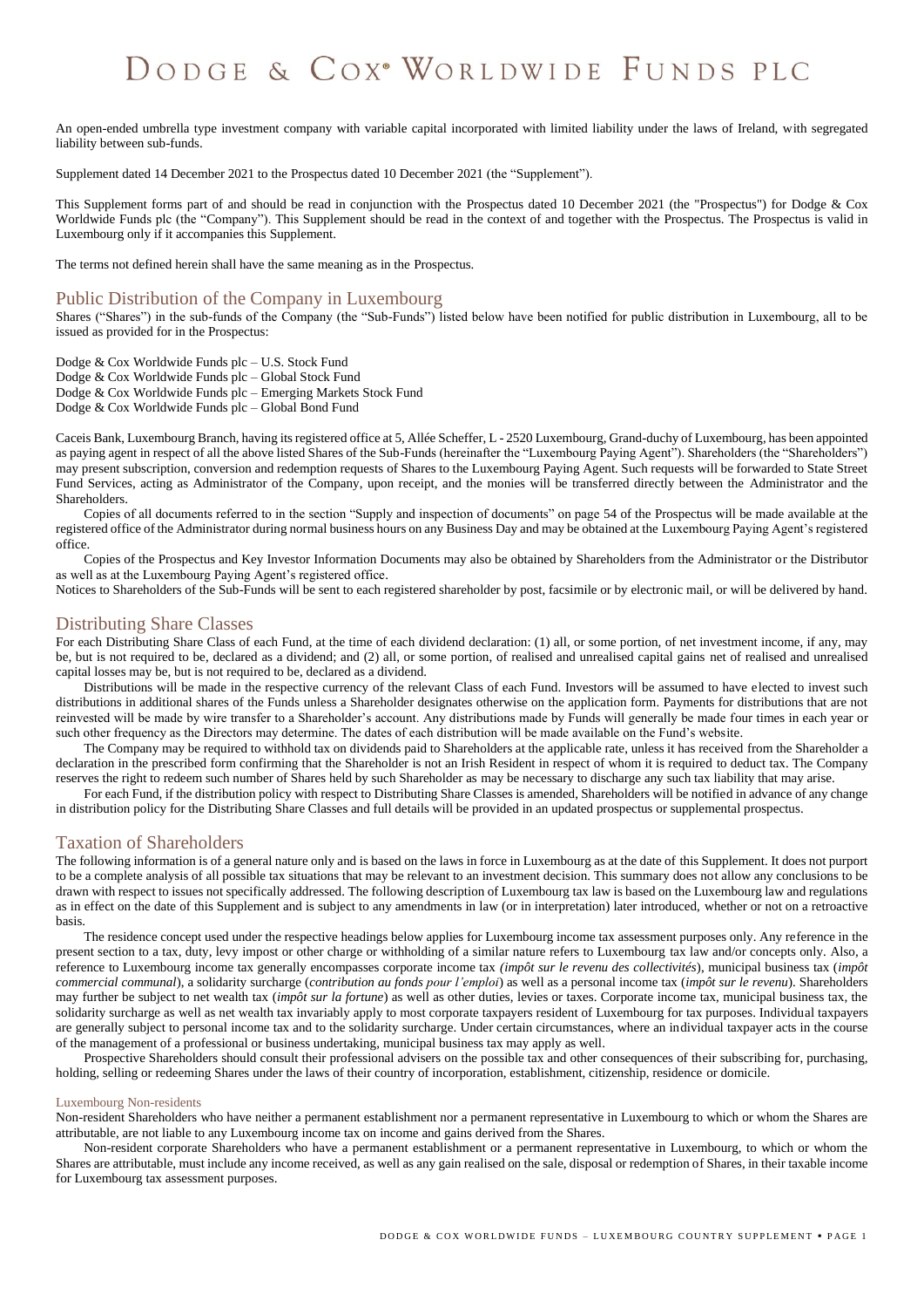# Dodge & Cox® Worldwide Funds plc

An open-ended umbrella type investment company with variable capital incorporated with limited liability under the laws of Ireland, with segregated liability between sub-funds.

Supplement dated 14 December 2021 to the Prospectus dated 10 December 2021 (the "Supplement").

This Supplement forms part of and should be read in conjunction with the Prospectus dated 10 December 2021 (the "Prospectus") for Dodge & Cox Worldwide Funds plc (the "Company"). This Supplement should be read in the context of and together with the Prospectus. The Prospectus is valid in Luxembourg only if it accompanies this Supplement.

The terms not defined herein shall have the same meaning as in the Prospectus.

## Public Distribution of the Company in Luxembourg

Shares ("Shares") in the sub-funds of the Company (the "Sub-Funds") listed below have been notified for public distribution in Luxembourg, all to be issued as provided for in the Prospectus:

Dodge & Cox Worldwide Funds plc – U.S. Stock Fund
Dodge & Cox Worldwide Funds plc – Global Stock Fund
Dodge & Cox Worldwide Funds plc – Emerging Markets Stock Fund
Dodge & Cox Worldwide Funds plc – Global Bond Fund

Caceis Bank, Luxembourg Branch, having its registered office at 5, Allée Scheffer, L - 2520 Luxembourg, Grand-duchy of Luxembourg, has been appointed as paying agent in respect of all the above listed Shares of the Sub-Funds (hereinafter the "Luxembourg Paying Agent"). Shareholders (the "Shareholders") may present subscription, conversion and redemption requests of Shares to the Luxembourg Paying Agent. Such requests will be forwarded to State Street Fund Services, acting as Administrator of the Company, upon receipt, and the monies will be transferred directly between the Administrator and the Shareholders.

Copies of all documents referred to in the section "Supply and inspection of documents" on page 54 of the Prospectus will be made available at the registered office of the Administrator during normal business hours on any Business Day and may be obtained at the Luxembourg Paying Agent's registered office.

Copies of the Prospectus and Key Investor Information Documents may also be obtained by Shareholders from the Administrator or the Distributor as well as at the Luxembourg Paying Agent's registered office.

Notices to Shareholders of the Sub-Funds will be sent to each registered shareholder by post, facsimile or by electronic mail, or will be delivered by hand.

## Distributing Share Classes

For each Distributing Share Class of each Fund, at the time of each dividend declaration: (1) all, or some portion, of net investment income, if any, may be, but is not required to be, declared as a dividend; and (2) all, or some portion, of realised and unrealised capital gains net of realised and unrealised capital losses may be, but is not required to be, declared as a dividend.

Distributions will be made in the respective currency of the relevant Class of each Fund. Investors will be assumed to have elected to invest such distributions in additional shares of the Funds unless a Shareholder designates otherwise on the application form. Payments for distributions that are not reinvested will be made by wire transfer to a Shareholder's account. Any distributions made by Funds will generally be made four times in each year or such other frequency as the Directors may determine. The dates of each distribution will be made available on the Fund's website.

The Company may be required to withhold tax on dividends paid to Shareholders at the applicable rate, unless it has received from the Shareholder a declaration in the prescribed form confirming that the Shareholder is not an Irish Resident in respect of whom it is required to deduct tax. The Company reserves the right to redeem such number of Shares held by such Shareholder as may be necessary to discharge any such tax liability that may arise.

For each Fund, if the distribution policy with respect to Distributing Share Classes is amended, Shareholders will be notified in advance of any change in distribution policy for the Distributing Share Classes and full details will be provided in an updated prospectus or supplemental prospectus.

## Taxation of Shareholders

The following information is of a general nature only and is based on the laws in force in Luxembourg as at the date of this Supplement. It does not purport to be a complete analysis of all possible tax situations that may be relevant to an investment decision. This summary does not allow any conclusions to be drawn with respect to issues not specifically addressed. The following description of Luxembourg tax law is based on the Luxembourg law and regulations as in effect on the date of this Supplement and is subject to any amendments in law (or in interpretation) later introduced, whether or not on a retroactive basis.

The residence concept used under the respective headings below applies for Luxembourg income tax assessment purposes only. Any reference in the present section to a tax, duty, levy impost or other charge or withholding of a similar nature refers to Luxembourg tax law and/or concepts only. Also, a reference to Luxembourg income tax generally encompasses corporate income tax *(impôt sur le revenu des collectivités*), municipal business tax (*impôt commercial communal*), a solidarity surcharge (*contribution au fonds pour l'emploi*) as well as a personal income tax (*impôt sur le revenu*). Shareholders may further be subject to net wealth tax (*impôt sur la fortune*) as well as other duties, levies or taxes. Corporate income tax, municipal business tax, the solidarity surcharge as well as net wealth tax invariably apply to most corporate taxpayers resident of Luxembourg for tax purposes. Individual taxpayers are generally subject to personal income tax and to the solidarity surcharge. Under certain circumstances, where an individual taxpayer acts in the course of the management of a professional or business undertaking, municipal business tax may apply as well.

Prospective Shareholders should consult their professional advisers on the possible tax and other consequences of their subscribing for, purchasing, holding, selling or redeeming Shares under the laws of their country of incorporation, establishment, citizenship, residence or domicile.

### Luxembourg Non-residents

Non-resident Shareholders who have neither a permanent establishment nor a permanent representative in Luxembourg to which or whom the Shares are attributable, are not liable to any Luxembourg income tax on income and gains derived from the Shares.

Non-resident corporate Shareholders who have a permanent establishment or a permanent representative in Luxembourg, to which or whom the Shares are attributable, must include any income received, as well as any gain realised on the sale, disposal or redemption of Shares, in their taxable income for Luxembourg tax assessment purposes.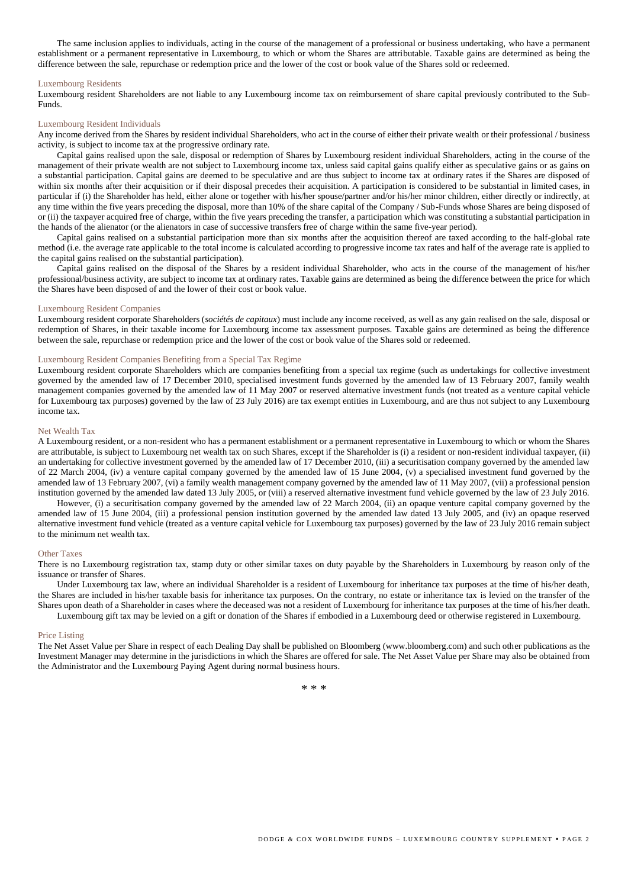The same inclusion applies to individuals, acting in the course of the management of a professional or business undertaking, who have a permanent establishment or a permanent representative in Luxembourg, to which or whom the Shares are attributable. Taxable gains are determined as being the difference between the sale, repurchase or redemption price and the lower of the cost or book value of the Shares sold or redeemed.

### Luxembourg Residents

Luxembourg resident Shareholders are not liable to any Luxembourg income tax on reimbursement of share capital previously contributed to the Sub-Funds.

### Luxembourg Resident Individuals

Any income derived from the Shares by resident individual Shareholders, who act in the course of either their private wealth or their professional / business activity, is subject to income tax at the progressive ordinary rate.

Capital gains realised upon the sale, disposal or redemption of Shares by Luxembourg resident individual Shareholders, acting in the course of the management of their private wealth are not subject to Luxembourg income tax, unless said capital gains qualify either as speculative gains or as gains on a substantial participation. Capital gains are deemed to be speculative and are thus subject to income tax at ordinary rates if the Shares are disposed of within six months after their acquisition or if their disposal precedes their acquisition. A participation is considered to be substantial in limited cases, in particular if (i) the Shareholder has held, either alone or together with his/her spouse/partner and/or his/her minor children, either directly or indirectly, at any time within the five years preceding the disposal, more than 10% of the share capital of the Company / Sub-Funds whose Shares are being disposed of or (ii) the taxpayer acquired free of charge, within the five years preceding the transfer, a participation which was constituting a substantial participation in the hands of the alienator (or the alienators in case of successive transfers free of charge within the same five-year period).

Capital gains realised on a substantial participation more than six months after the acquisition thereof are taxed according to the half-global rate method (i.e. the average rate applicable to the total income is calculated according to progressive income tax rates and half of the average rate is applied to the capital gains realised on the substantial participation).

Capital gains realised on the disposal of the Shares by a resident individual Shareholder, who acts in the course of the management of his/her professional/business activity, are subject to income tax at ordinary rates. Taxable gains are determined as being the difference between the price for which the Shares have been disposed of and the lower of their cost or book value.

### Luxembourg Resident Companies

Luxembourg resident corporate Shareholders (*sociétés de capitaux*) must include any income received, as well as any gain realised on the sale, disposal or redemption of Shares, in their taxable income for Luxembourg income tax assessment purposes. Taxable gains are determined as being the difference between the sale, repurchase or redemption price and the lower of the cost or book value of the Shares sold or redeemed.

### Luxembourg Resident Companies Benefiting from a Special Tax Regime

Luxembourg resident corporate Shareholders which are companies benefiting from a special tax regime (such as undertakings for collective investment governed by the amended law of 17 December 2010, specialised investment funds governed by the amended law of 13 February 2007, family wealth management companies governed by the amended law of 11 May 2007 or reserved alternative investment funds (not treated as a venture capital vehicle for Luxembourg tax purposes) governed by the law of 23 July 2016) are tax exempt entities in Luxembourg, and are thus not subject to any Luxembourg income tax.

### Net Wealth Tax

A Luxembourg resident, or a non-resident who has a permanent establishment or a permanent representative in Luxembourg to which or whom the Shares are attributable, is subject to Luxembourg net wealth tax on such Shares, except if the Shareholder is (i) a resident or non-resident individual taxpayer, (ii) an undertaking for collective investment governed by the amended law of 17 December 2010, (iii) a securitisation company governed by the amended law of 22 March 2004, (iv) a venture capital company governed by the amended law of 15 June 2004, (v) a specialised investment fund governed by the amended law of 13 February 2007, (vi) a family wealth management company governed by the amended law of 11 May 2007, (vii) a professional pension institution governed by the amended law dated 13 July 2005, or (viii) a reserved alternative investment fund vehicle governed by the law of 23 July 2016.

However, (i) a securitisation company governed by the amended law of 22 March 2004, (ii) an opaque venture capital company governed by the amended law of 15 June 2004, (iii) a professional pension institution governed by the amended law dated 13 July 2005, and (iv) an opaque reserved alternative investment fund vehicle (treated as a venture capital vehicle for Luxembourg tax purposes) governed by the law of 23 July 2016 remain subject to the minimum net wealth tax.

### Other Taxes

There is no Luxembourg registration tax, stamp duty or other similar taxes on duty payable by the Shareholders in Luxembourg by reason only of the issuance or transfer of Shares.

Under Luxembourg tax law, where an individual Shareholder is a resident of Luxembourg for inheritance tax purposes at the time of his/her death, the Shares are included in his/her taxable basis for inheritance tax purposes. On the contrary, no estate or inheritance tax is levied on the transfer of the Shares upon death of a Shareholder in cases where the deceased was not a resident of Luxembourg for inheritance tax purposes at the time of his/her death.

Luxembourg gift tax may be levied on a gift or donation of the Shares if embodied in a Luxembourg deed or otherwise registered in Luxembourg.

### Price Listing

The Net Asset Value per Share in respect of each Dealing Day shall be published on Bloomberg (www.bloomberg.com) and such other publications as the Investment Manager may determine in the jurisdictions in which the Shares are offered for sale. The Net Asset Value per Share may also be obtained from the Administrator and the Luxembourg Paying Agent during normal business hours.

\* \* \*